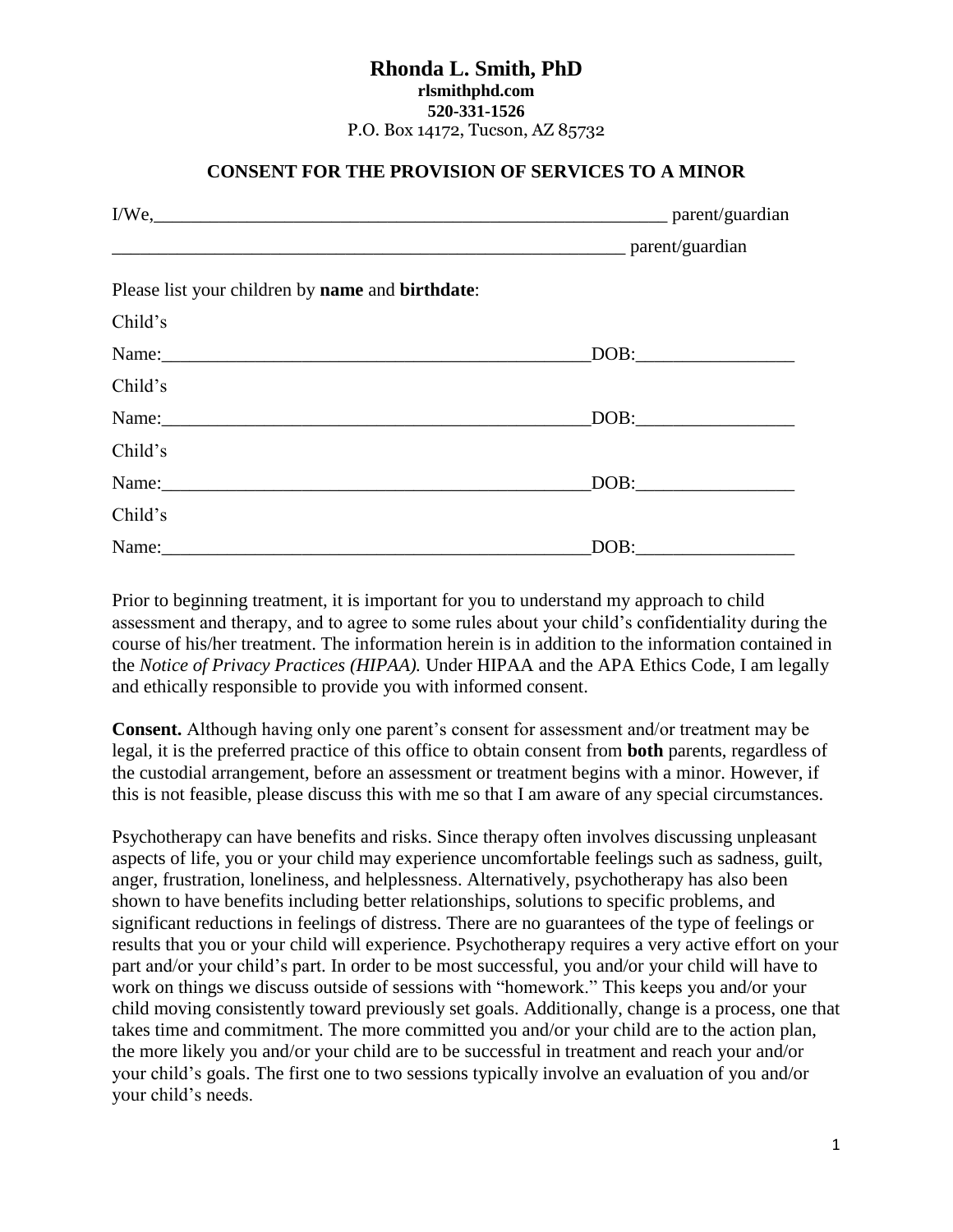# Rhonda L. Smith, PhD

**rlsmithphd.com**
**520-331-1526**
P.O. Box 14172, Tucson, AZ 85732

## CONSENT FOR THE PROVISION OF SERVICES TO A MINOR

I/We,\_\_\_\_\_\_\_\_\_\_\_\_\_\_\_\_\_\_\_\_\_\_\_\_\_\_\_\_\_\_\_\_\_\_\_\_\_\_\_\_\_\_\_\_\_\_\_\_\_\_\_\_\_\_ parent/guardian

\_\_\_\_\_\_\_\_\_\_\_\_\_\_\_\_\_\_\_\_\_\_\_\_\_\_\_\_\_\_\_\_\_\_\_\_\_\_\_\_\_\_\_\_\_\_\_\_\_\_\_\_\_\_\_\_\_\_ parent/guardian

Please list your children by **name** and **birthdate**:

Child's Name:\_\_\_\_\_\_\_\_\_\_\_\_\_\_\_\_\_\_\_\_\_\_\_\_\_\_\_\_\_\_\_\_\_\_\_\_\_\_\_\_\_\_\_\_\_\_DOB:\_\_\_\_\_\_\_\_\_\_\_\_\_\_\_\_\_

Child's Name:\_\_\_\_\_\_\_\_\_\_\_\_\_\_\_\_\_\_\_\_\_\_\_\_\_\_\_\_\_\_\_\_\_\_\_\_\_\_\_\_\_\_\_\_\_\_DOB:\_\_\_\_\_\_\_\_\_\_\_\_\_\_\_\_\_

Child's Name:\_\_\_\_\_\_\_\_\_\_\_\_\_\_\_\_\_\_\_\_\_\_\_\_\_\_\_\_\_\_\_\_\_\_\_\_\_\_\_\_\_\_\_\_\_\_DOB:\_\_\_\_\_\_\_\_\_\_\_\_\_\_\_\_\_

Child's Name:\_\_\_\_\_\_\_\_\_\_\_\_\_\_\_\_\_\_\_\_\_\_\_\_\_\_\_\_\_\_\_\_\_\_\_\_\_\_\_\_\_\_\_\_\_\_DOB:\_\_\_\_\_\_\_\_\_\_\_\_\_\_\_\_\_

Prior to beginning treatment, it is important for you to understand my approach to child assessment and therapy, and to agree to some rules about your child's confidentiality during the course of his/her treatment. The information herein is in addition to the information contained in the *Notice of Privacy Practices (HIPAA).* Under HIPAA and the APA Ethics Code, I am legally and ethically responsible to provide you with informed consent.

**Consent.** Although having only one parent's consent for assessment and/or treatment may be legal, it is the preferred practice of this office to obtain consent from **both** parents, regardless of the custodial arrangement, before an assessment or treatment begins with a minor. However, if this is not feasible, please discuss this with me so that I am aware of any special circumstances.

Psychotherapy can have benefits and risks. Since therapy often involves discussing unpleasant aspects of life, you or your child may experience uncomfortable feelings such as sadness, guilt, anger, frustration, loneliness, and helplessness. Alternatively, psychotherapy has also been shown to have benefits including better relationships, solutions to specific problems, and significant reductions in feelings of distress. There are no guarantees of the type of feelings or results that you or your child will experience. Psychotherapy requires a very active effort on your part and/or your child's part. In order to be most successful, you and/or your child will have to work on things we discuss outside of sessions with "homework." This keeps you and/or your child moving consistently toward previously set goals. Additionally, change is a process, one that takes time and commitment. The more committed you and/or your child are to the action plan, the more likely you and/or your child are to be successful in treatment and reach your and/or your child's goals. The first one to two sessions typically involve an evaluation of you and/or your child's needs.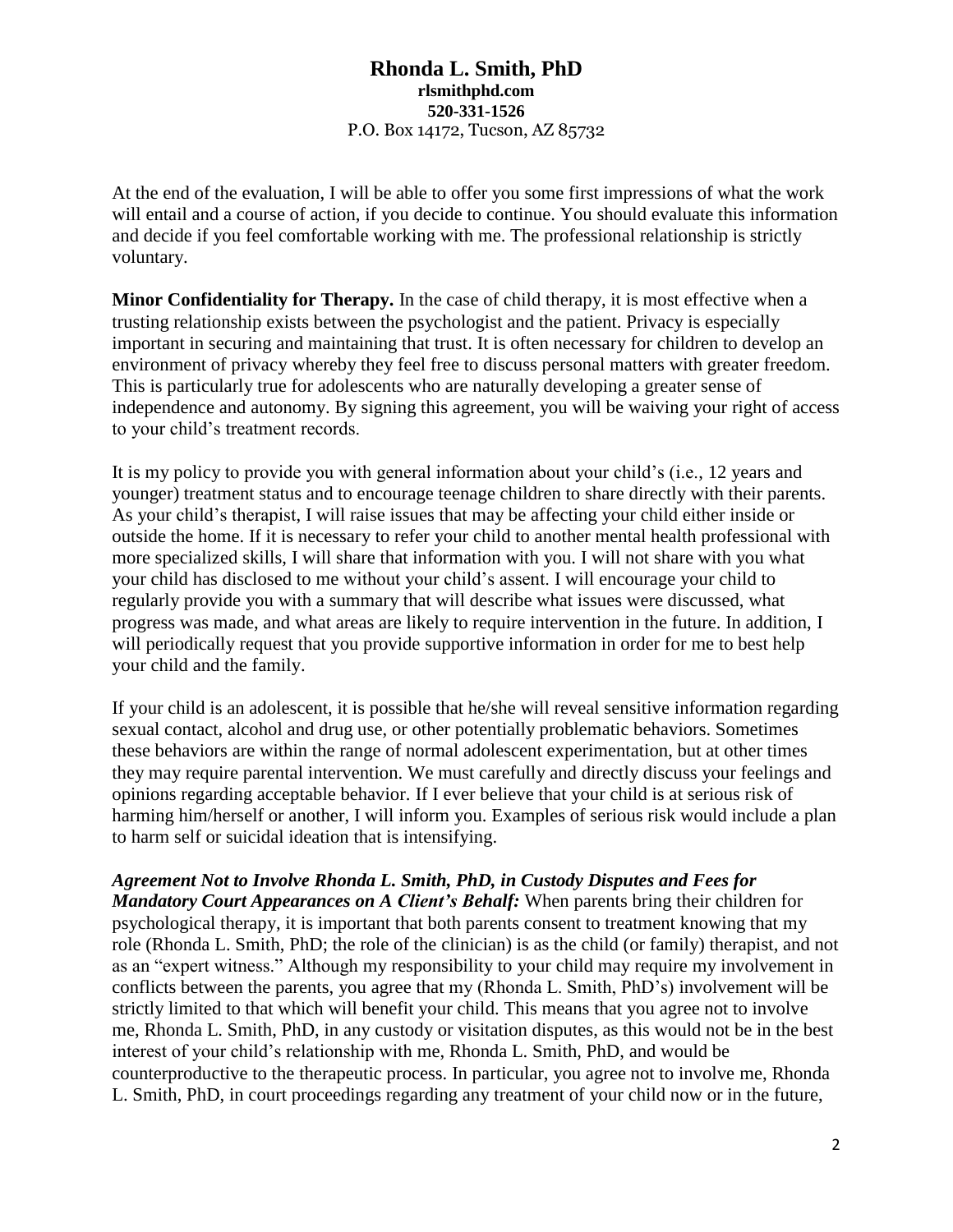At the end of the evaluation, I will be able to offer you some first impressions of what the work will entail and a course of action, if you decide to continue. You should evaluate this information and decide if you feel comfortable working with me. The professional relationship is strictly voluntary.

**Minor Confidentiality for Therapy.** In the case of child therapy, it is most effective when a trusting relationship exists between the psychologist and the patient. Privacy is especially important in securing and maintaining that trust. It is often necessary for children to develop an environment of privacy whereby they feel free to discuss personal matters with greater freedom. This is particularly true for adolescents who are naturally developing a greater sense of independence and autonomy. By signing this agreement, you will be waiving your right of access to your child's treatment records.

It is my policy to provide you with general information about your child's (i.e., 12 years and younger) treatment status and to encourage teenage children to share directly with their parents. As your child's therapist, I will raise issues that may be affecting your child either inside or outside the home. If it is necessary to refer your child to another mental health professional with more specialized skills, I will share that information with you. I will not share with you what your child has disclosed to me without your child's assent. I will encourage your child to regularly provide you with a summary that will describe what issues were discussed, what progress was made, and what areas are likely to require intervention in the future. In addition, I will periodically request that you provide supportive information in order for me to best help your child and the family.

If your child is an adolescent, it is possible that he/she will reveal sensitive information regarding sexual contact, alcohol and drug use, or other potentially problematic behaviors. Sometimes these behaviors are within the range of normal adolescent experimentation, but at other times they may require parental intervention. We must carefully and directly discuss your feelings and opinions regarding acceptable behavior. If I ever believe that your child is at serious risk of harming him/herself or another, I will inform you. Examples of serious risk would include a plan to harm self or suicidal ideation that is intensifying.

***Agreement Not to Involve Rhonda L. Smith, PhD, in Custody Disputes and Fees for Mandatory Court Appearances on A Client's Behalf:*** When parents bring their children for psychological therapy, it is important that both parents consent to treatment knowing that my role (Rhonda L. Smith, PhD; the role of the clinician) is as the child (or family) therapist, and not as an "expert witness." Although my responsibility to your child may require my involvement in conflicts between the parents, you agree that my (Rhonda L. Smith, PhD's) involvement will be strictly limited to that which will benefit your child. This means that you agree not to involve me, Rhonda L. Smith, PhD, in any custody or visitation disputes, as this would not be in the best interest of your child's relationship with me, Rhonda L. Smith, PhD, and would be counterproductive to the therapeutic process. In particular, you agree not to involve me, Rhonda L. Smith, PhD, in court proceedings regarding any treatment of your child now or in the future,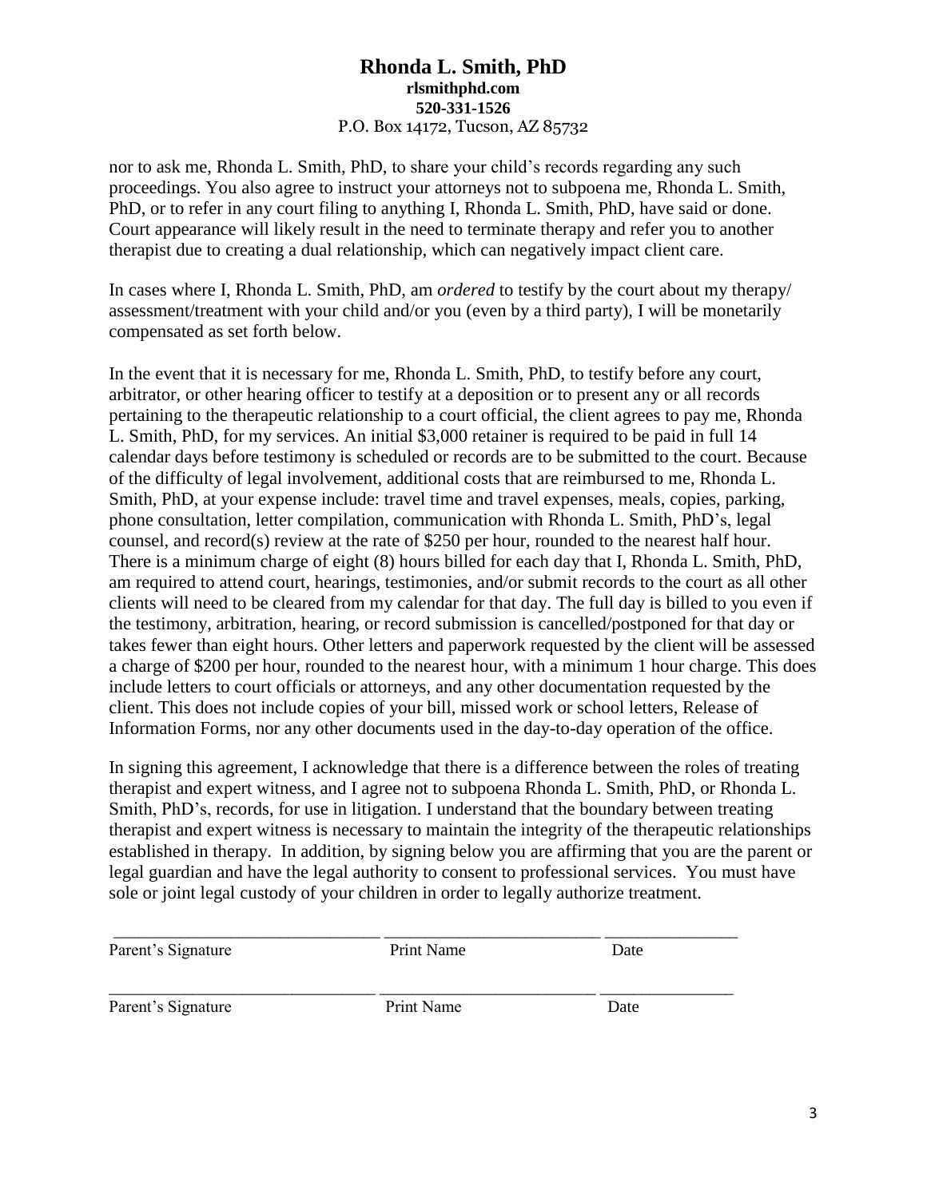nor to ask me, Rhonda L. Smith, PhD, to share your child's records regarding any such proceedings. You also agree to instruct your attorneys not to subpoena me, Rhonda L. Smith, PhD, or to refer in any court filing to anything I, Rhonda L. Smith, PhD, have said or done. Court appearance will likely result in the need to terminate therapy and refer you to another therapist due to creating a dual relationship, which can negatively impact client care.

In cases where I, Rhonda L. Smith, PhD, am *ordered* to testify by the court about my therapy/ assessment/treatment with your child and/or you (even by a third party), I will be monetarily compensated as set forth below.

In the event that it is necessary for me, Rhonda L. Smith, PhD, to testify before any court, arbitrator, or other hearing officer to testify at a deposition or to present any or all records pertaining to the therapeutic relationship to a court official, the client agrees to pay me, Rhonda L. Smith, PhD, for my services. An initial $3,000 retainer is required to be paid in full 14 calendar days before testimony is scheduled or records are to be submitted to the court. Because of the difficulty of legal involvement, additional costs that are reimbursed to me, Rhonda L. Smith, PhD, at your expense include: travel time and travel expenses, meals, copies, parking, phone consultation, letter compilation, communication with Rhonda L. Smith, PhD's, legal counsel, and record(s) review at the rate of $250 per hour, rounded to the nearest half hour. There is a minimum charge of eight (8) hours billed for each day that I, Rhonda L. Smith, PhD, am required to attend court, hearings, testimonies, and/or submit records to the court as all other clients will need to be cleared from my calendar for that day. The full day is billed to you even if the testimony, arbitration, hearing, or record submission is cancelled/postponed for that day or takes fewer than eight hours. Other letters and paperwork requested by the client will be assessed a charge of $200 per hour, rounded to the nearest hour, with a minimum 1 hour charge. This does include letters to court officials or attorneys, and any other documentation requested by the client. This does not include copies of your bill, missed work or school letters, Release of Information Forms, nor any other documents used in the day-to-day operation of the office.

In signing this agreement, I acknowledge that there is a difference between the roles of treating therapist and expert witness, and I agree not to subpoena Rhonda L. Smith, PhD, or Rhonda L. Smith, PhD's, records, for use in litigation. I understand that the boundary between treating therapist and expert witness is necessary to maintain the integrity of the therapeutic relationships established in therapy. In addition, by signing below you are affirming that you are the parent or legal guardian and have the legal authority to consent to professional services. You must have sole or joint legal custody of your children in order to legally authorize treatment.

_______________________________ ________________________ _______________

Parent's Signature Print Name Date

_______________________________ ________________________ _______________

Parent's Signature Print Name Date